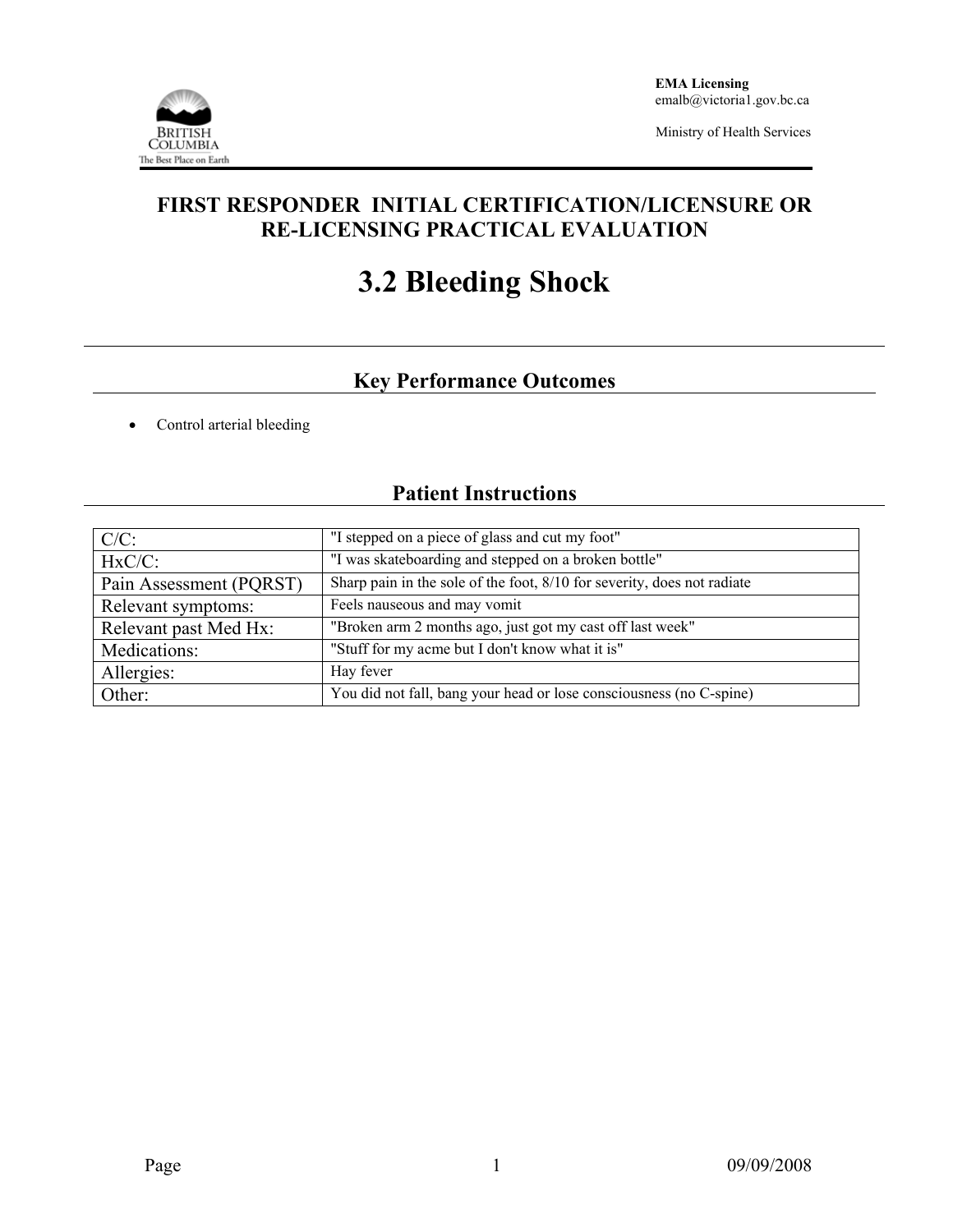EMA Licensing
emalb@victoria1.gov.bc.ca

Ministry of Health Services

# FIRST RESPONDER INITIAL CERTIFICATION/LICENSURE OR RE-LICENSING PRACTICAL EVALUATION

# 3.2 Bleeding Shock

## Key Performance Outcomes

- Control arterial bleeding

## Patient Instructions

| | |
|---|---|
| C/C: | "I stepped on a piece of glass and cut my foot" |
| HxC/C: | "I was skateboarding and stepped on a broken bottle" |
| Pain Assessment (PQRST) | Sharp pain in the sole of the foot, 8/10 for severity, does not radiate |
| Relevant symptoms: | Feels nauseous and may vomit |
| Relevant past Med Hx: | "Broken arm 2 months ago, just got my cast off last week" |
| Medications: | "Stuff for my acme but I don't know what it is" |
| Allergies: | Hay fever |
| Other: | You did not fall, bang your head or lose consciousness (no C-spine) |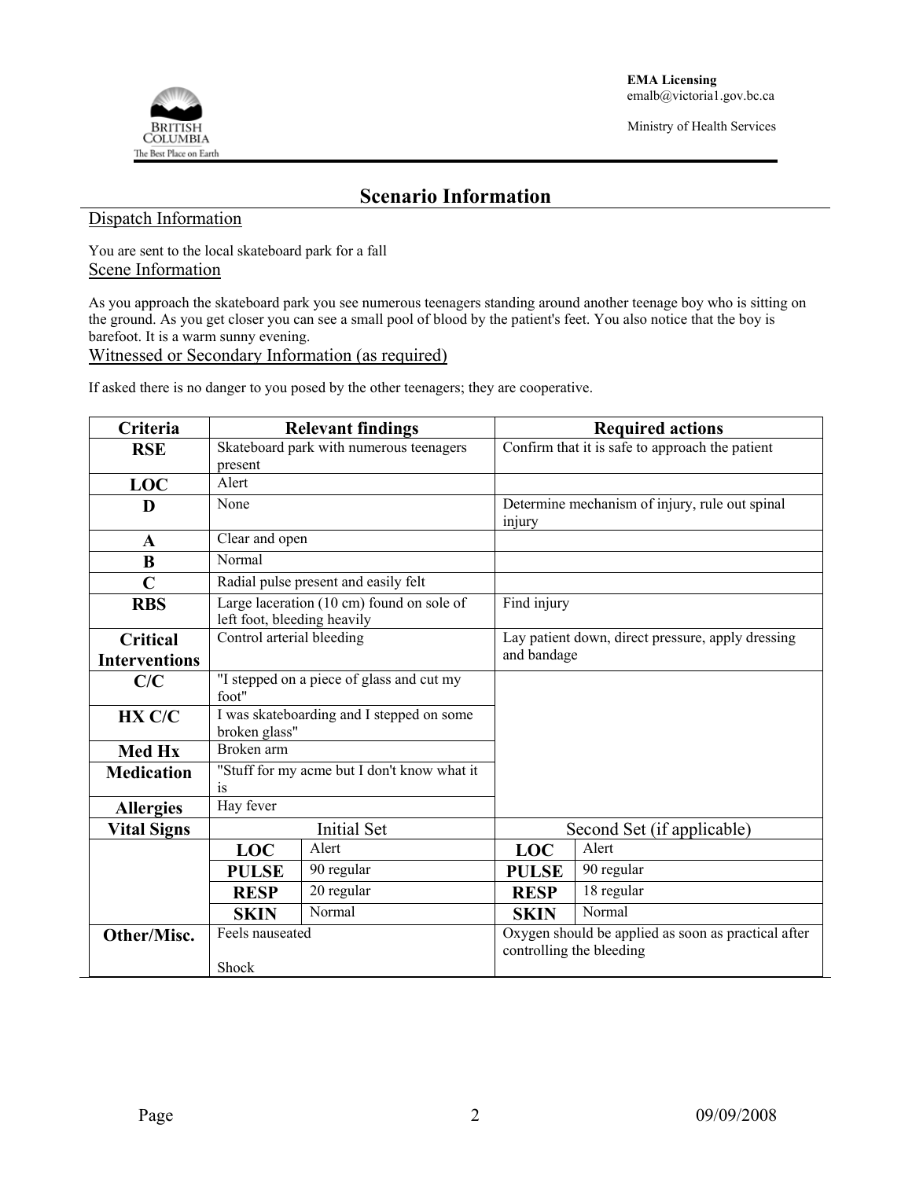EMA Licensing
emalb@victoria1.gov.bc.ca

Ministry of Health Services

## Scenario Information

### Dispatch Information

You are sent to the local skateboard park for a fall

### Scene Information

As you approach the skateboard park you see numerous teenagers standing around another teenage boy who is sitting on the ground. As you get closer you can see a small pool of blood by the patient's feet. You also notice that the boy is barefoot. It is a warm sunny evening.

### Witnessed or Secondary Information (as required)

If asked there is no danger to you posed by the other teenagers; they are cooperative.

| Criteria | Relevant findings | | Required actions | |
|---|---|---|---|---|
| **RSE** | Skateboard park with numerous teenagers present | | Confirm that it is safe to approach the patient | |
| **LOC** | Alert | | | |
| **D** | None | | Determine mechanism of injury, rule out spinal injury | |
| **A** | Clear and open | | | |
| **B** | Normal | | | |
| **C** | Radial pulse present and easily felt | | | |
| **RBS** | Large laceration (10 cm) found on sole of left foot, bleeding heavily | | Find injury | |
| **Critical Interventions** | Control arterial bleeding | | Lay patient down, direct pressure, apply dressing and bandage | |
| **C/C** | "I stepped on a piece of glass and cut my foot" | | | |
| **HX C/C** | I was skateboarding and I stepped on some broken glass" | | | |
| **Med Hx** | Broken arm | | | |
| **Medication** | "Stuff for my acme but I don't know what it is | | | |
| **Allergies** | Hay fever | | | |
| **Vital Signs** | Initial Set | | Second Set (if applicable) | |
| | **LOC** | Alert | **LOC** | Alert |
| | **PULSE** | 90 regular | **PULSE** | 90 regular |
| | **RESP** | 20 regular | **RESP** | 18 regular |
| | **SKIN** | Normal | **SKIN** | Normal |
| **Other/Misc.** | Feels nauseated<br><br>Shock | | Oxygen should be applied as soon as practical after controlling the bleeding | |